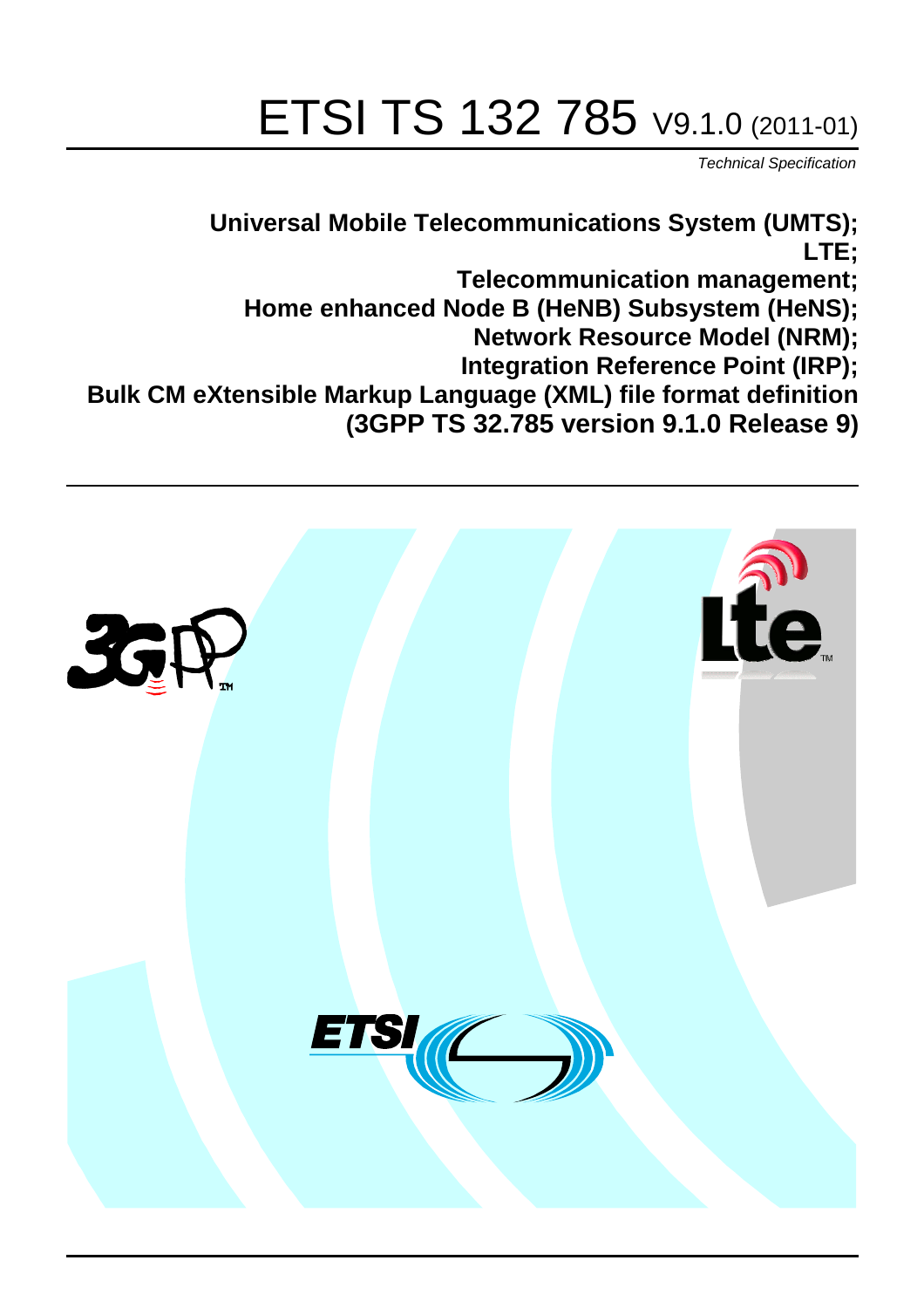# ETSI TS 132 785 V9.1.0 (2011-01)

*Technical Specification*

**Universal Mobile Telecommunications System (UMTS);**
**LTE;**
**Telecommunication management;**
**Home enhanced Node B (HeNB) Subsystem (HeNS);**
**Network Resource Model (NRM);**
**Integration Reference Point (IRP);**
**Bulk CM eXtensible Markup Language (XML) file format definition**
**(3GPP TS 32.785 version 9.1.0 Release 9)**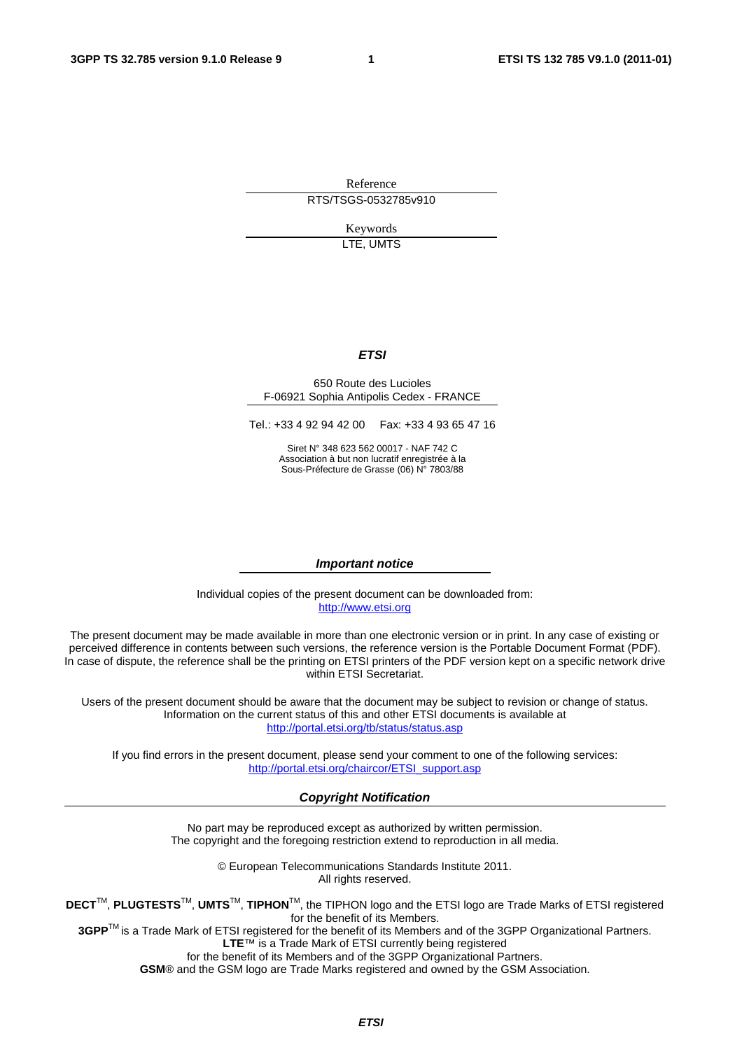Reference

RTS/TSGS-0532785v910

Keywords

LTE, UMTS

***ETSI***

650 Route des Lucioles
F-06921 Sophia Antipolis Cedex - FRANCE

Tel.: +33 4 92 94 42 00 Fax: +33 4 93 65 47 16

Siret N° 348 623 562 00017 - NAF 742 C
Association à but non lucratif enregistrée à la
Sous-Préfecture de Grasse (06) N° 7803/88

***Important notice***

Individual copies of the present document can be downloaded from:
http://www.etsi.org

The present document may be made available in more than one electronic version or in print. In any case of existing or perceived difference in contents between such versions, the reference version is the Portable Document Format (PDF). In case of dispute, the reference shall be the printing on ETSI printers of the PDF version kept on a specific network drive within ETSI Secretariat.

Users of the present document should be aware that the document may be subject to revision or change of status. Information on the current status of this and other ETSI documents is available at
http://portal.etsi.org/tb/status/status.asp

If you find errors in the present document, please send your comment to one of the following services:
http://portal.etsi.org/chaircor/ETSI_support.asp

***Copyright Notification***

No part may be reproduced except as authorized by written permission.
The copyright and the foregoing restriction extend to reproduction in all media.

© European Telecommunications Standards Institute 2011.
All rights reserved.

**DECT**™, **PLUGTESTS**™, **UMTS**™, **TIPHON**™, the TIPHON logo and the ETSI logo are Trade Marks of ETSI registered for the benefit of its Members.
**3GPP**™ is a Trade Mark of ETSI registered for the benefit of its Members and of the 3GPP Organizational Partners.
**LTE**™ is a Trade Mark of ETSI currently being registered
for the benefit of its Members and of the 3GPP Organizational Partners.
**GSM**® and the GSM logo are Trade Marks registered and owned by the GSM Association.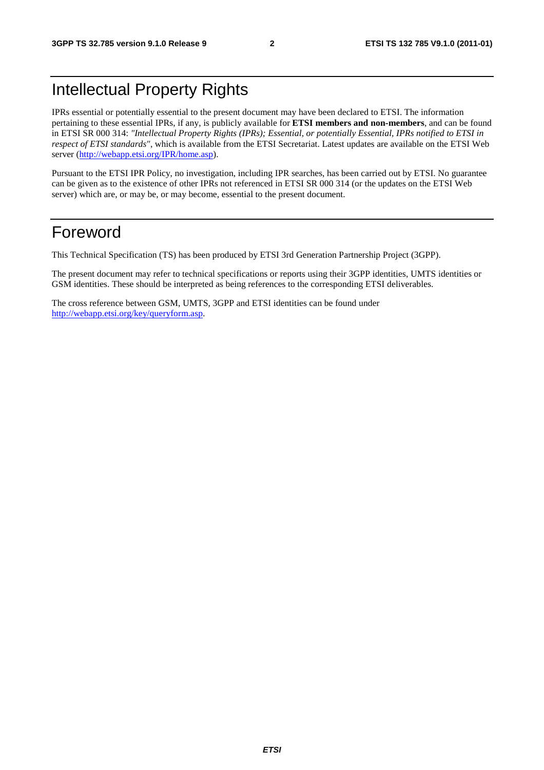# Intellectual Property Rights

IPRs essential or potentially essential to the present document may have been declared to ETSI. The information pertaining to these essential IPRs, if any, is publicly available for **ETSI members and non-members**, and can be found in ETSI SR 000 314: *"Intellectual Property Rights (IPRs); Essential, or potentially Essential, IPRs notified to ETSI in respect of ETSI standards"*, which is available from the ETSI Secretariat. Latest updates are available on the ETSI Web server (http://webapp.etsi.org/IPR/home.asp).

Pursuant to the ETSI IPR Policy, no investigation, including IPR searches, has been carried out by ETSI. No guarantee can be given as to the existence of other IPRs not referenced in ETSI SR 000 314 (or the updates on the ETSI Web server) which are, or may be, or may become, essential to the present document.

# Foreword

This Technical Specification (TS) has been produced by ETSI 3rd Generation Partnership Project (3GPP).

The present document may refer to technical specifications or reports using their 3GPP identities, UMTS identities or GSM identities. These should be interpreted as being references to the corresponding ETSI deliverables.

The cross reference between GSM, UMTS, 3GPP and ETSI identities can be found under http://webapp.etsi.org/key/queryform.asp.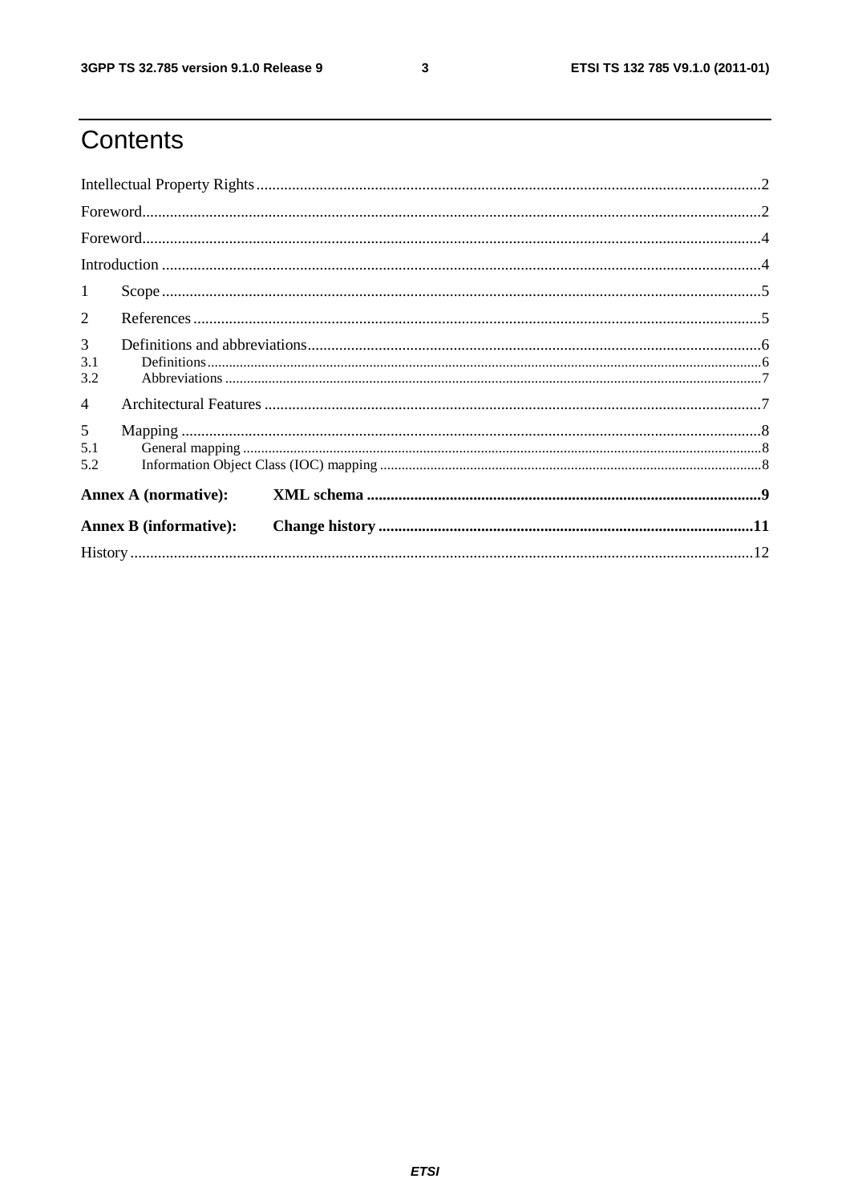# Contents

Intellectual Property Rights ................................................................................................................................2

Foreword.............................................................................................................................................................2

Foreword.............................................................................................................................................................4

Introduction ........................................................................................................................................................4

1 Scope ......................................................................................................................................................5

2 References ..............................................................................................................................................5

3 Definitions and abbreviations..................................................................................................................6

3.1 Definitions.........................................................................................................................................................6

3.2 Abbreviations ...................................................................................................................................................7

4 Architectural Features .............................................................................................................................7

5 Mapping ..................................................................................................................................................8

5.1 General mapping ..............................................................................................................................................8

5.2 Information Object Class (IOC) mapping .........................................................................................................8

**Annex A (normative): XML schema ...................................................................................................9**

**Annex B (informative): Change history ..............................................................................................11**

History ..............................................................................................................................................................12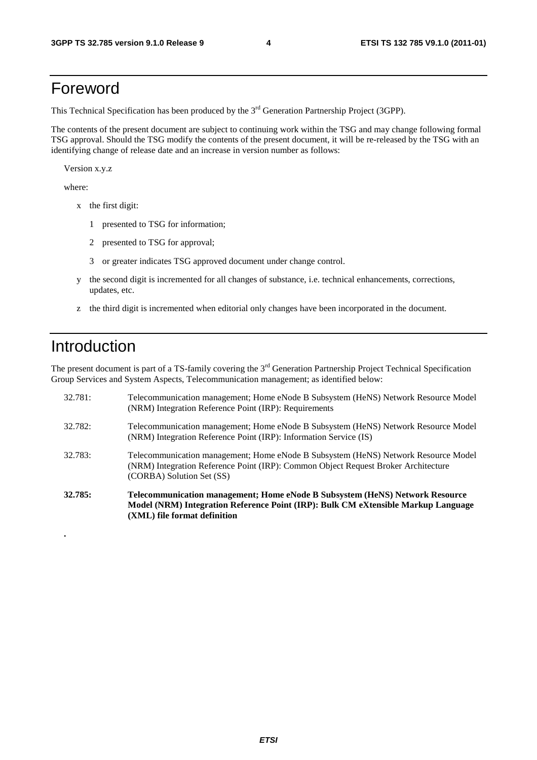# Foreword

This Technical Specification has been produced by the 3rd Generation Partnership Project (3GPP).

The contents of the present document are subject to continuing work within the TSG and may change following formal TSG approval. Should the TSG modify the contents of the present document, it will be re-released by the TSG with an identifying change of release date and an increase in version number as follows:

Version x.y.z

where:

- x the first digit:
  - 1 presented to TSG for information;
  - 2 presented to TSG for approval;
  - 3 or greater indicates TSG approved document under change control.
- y the second digit is incremented for all changes of substance, i.e. technical enhancements, corrections, updates, etc.
- z the third digit is incremented when editorial only changes have been incorporated in the document.

# Introduction

The present document is part of a TS-family covering the 3rd Generation Partnership Project Technical Specification Group Services and System Aspects, Telecommunication management; as identified below:

32.781: Telecommunication management; Home eNode B Subsystem (HeNS) Network Resource Model (NRM) Integration Reference Point (IRP): Requirements

32.782: Telecommunication management; Home eNode B Subsystem (HeNS) Network Resource Model (NRM) Integration Reference Point (IRP): Information Service (IS)

32.783: Telecommunication management; Home eNode B Subsystem (HeNS) Network Resource Model (NRM) Integration Reference Point (IRP): Common Object Request Broker Architecture (CORBA) Solution Set (SS)

**32.785: Telecommunication management; Home eNode B Subsystem (HeNS) Network Resource Model (NRM) Integration Reference Point (IRP): Bulk CM eXtensible Markup Language (XML) file format definition**

.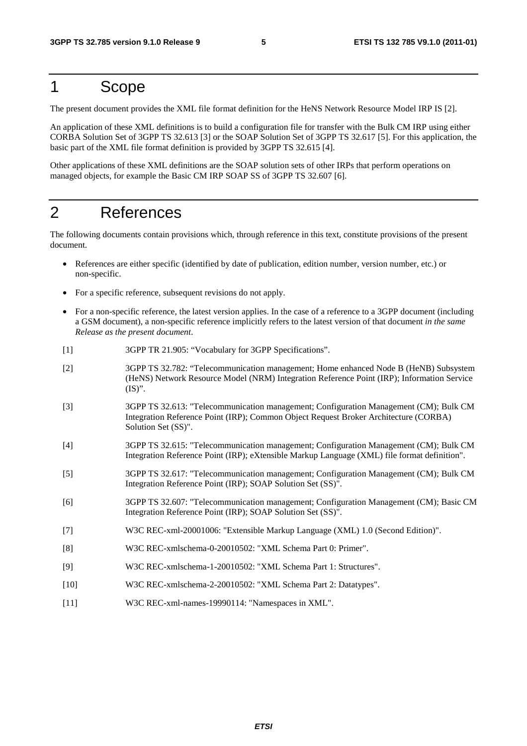# 1 Scope

The present document provides the XML file format definition for the HeNS Network Resource Model IRP IS [2].

An application of these XML definitions is to build a configuration file for transfer with the Bulk CM IRP using either CORBA Solution Set of 3GPP TS 32.613 [3] or the SOAP Solution Set of 3GPP TS 32.617 [5]. For this application, the basic part of the XML file format definition is provided by 3GPP TS 32.615 [4].

Other applications of these XML definitions are the SOAP solution sets of other IRPs that perform operations on managed objects, for example the Basic CM IRP SOAP SS of 3GPP TS 32.607 [6].

# 2 References

The following documents contain provisions which, through reference in this text, constitute provisions of the present document.

- References are either specific (identified by date of publication, edition number, version number, etc.) or non-specific.
- For a specific reference, subsequent revisions do not apply.
- For a non-specific reference, the latest version applies. In the case of a reference to a 3GPP document (including a GSM document), a non-specific reference implicitly refers to the latest version of that document *in the same Release as the present document*.

[1] 3GPP TR 21.905: "Vocabulary for 3GPP Specifications".

[2] 3GPP TS 32.782: "Telecommunication management; Home enhanced Node B (HeNB) Subsystem (HeNS) Network Resource Model (NRM) Integration Reference Point (IRP); Information Service (IS)".

[3] 3GPP TS 32.613: "Telecommunication management; Configuration Management (CM); Bulk CM Integration Reference Point (IRP); Common Object Request Broker Architecture (CORBA) Solution Set (SS)".

[4] 3GPP TS 32.615: "Telecommunication management; Configuration Management (CM); Bulk CM Integration Reference Point (IRP); eXtensible Markup Language (XML) file format definition".

[5] 3GPP TS 32.617: "Telecommunication management; Configuration Management (CM); Bulk CM Integration Reference Point (IRP); SOAP Solution Set (SS)".

[6] 3GPP TS 32.607: "Telecommunication management; Configuration Management (CM); Basic CM Integration Reference Point (IRP); SOAP Solution Set (SS)".

[7] W3C REC-xml-20001006: "Extensible Markup Language (XML) 1.0 (Second Edition)".

[8] W3C REC-xmlschema-0-20010502: "XML Schema Part 0: Primer".

[9] W3C REC-xmlschema-1-20010502: "XML Schema Part 1: Structures".

[10] W3C REC-xmlschema-2-20010502: "XML Schema Part 2: Datatypes".

[11] W3C REC-xml-names-19990114: "Namespaces in XML".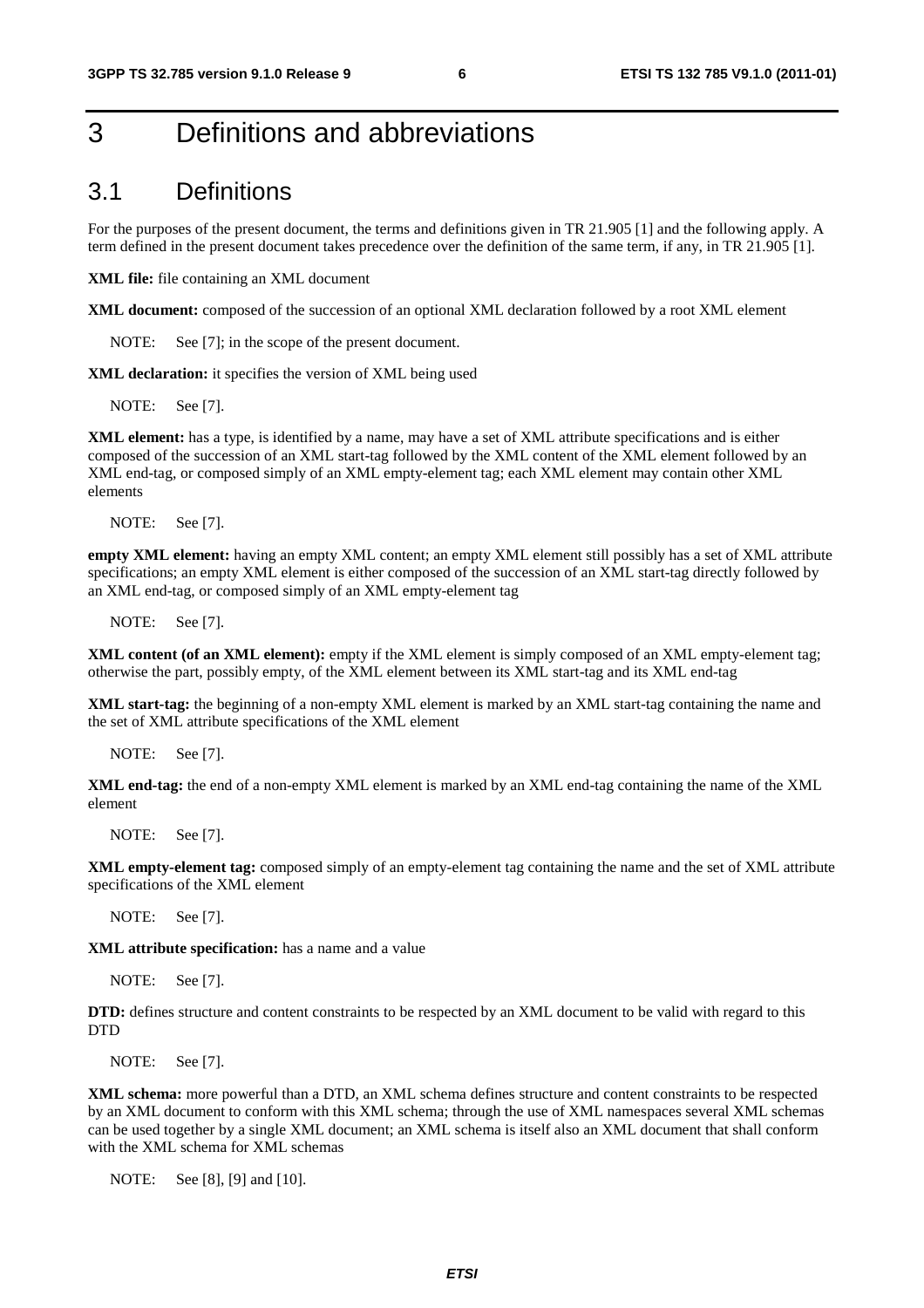# 3 Definitions and abbreviations

## 3.1 Definitions

For the purposes of the present document, the terms and definitions given in TR 21.905 [1] and the following apply. A term defined in the present document takes precedence over the definition of the same term, if any, in TR 21.905 [1].

**XML file:** file containing an XML document

**XML document:** composed of the succession of an optional XML declaration followed by a root XML element

NOTE: See [7]; in the scope of the present document.

**XML declaration:** it specifies the version of XML being used

NOTE: See [7].

**XML element:** has a type, is identified by a name, may have a set of XML attribute specifications and is either composed of the succession of an XML start-tag followed by the XML content of the XML element followed by an XML end-tag, or composed simply of an XML empty-element tag; each XML element may contain other XML elements

NOTE: See [7].

**empty XML element:** having an empty XML content; an empty XML element still possibly has a set of XML attribute specifications; an empty XML element is either composed of the succession of an XML start-tag directly followed by an XML end-tag, or composed simply of an XML empty-element tag

NOTE: See [7].

**XML content (of an XML element):** empty if the XML element is simply composed of an XML empty-element tag; otherwise the part, possibly empty, of the XML element between its XML start-tag and its XML end-tag

**XML start-tag:** the beginning of a non-empty XML element is marked by an XML start-tag containing the name and the set of XML attribute specifications of the XML element

NOTE: See [7].

**XML end-tag:** the end of a non-empty XML element is marked by an XML end-tag containing the name of the XML element

NOTE: See [7].

**XML empty-element tag:** composed simply of an empty-element tag containing the name and the set of XML attribute specifications of the XML element

NOTE: See [7].

**XML attribute specification:** has a name and a value

NOTE: See [7].

**DTD:** defines structure and content constraints to be respected by an XML document to be valid with regard to this DTD

NOTE: See [7].

**XML schema:** more powerful than a DTD, an XML schema defines structure and content constraints to be respected by an XML document to conform with this XML schema; through the use of XML namespaces several XML schemas can be used together by a single XML document; an XML schema is itself also an XML document that shall conform with the XML schema for XML schemas

NOTE: See [8], [9] and [10].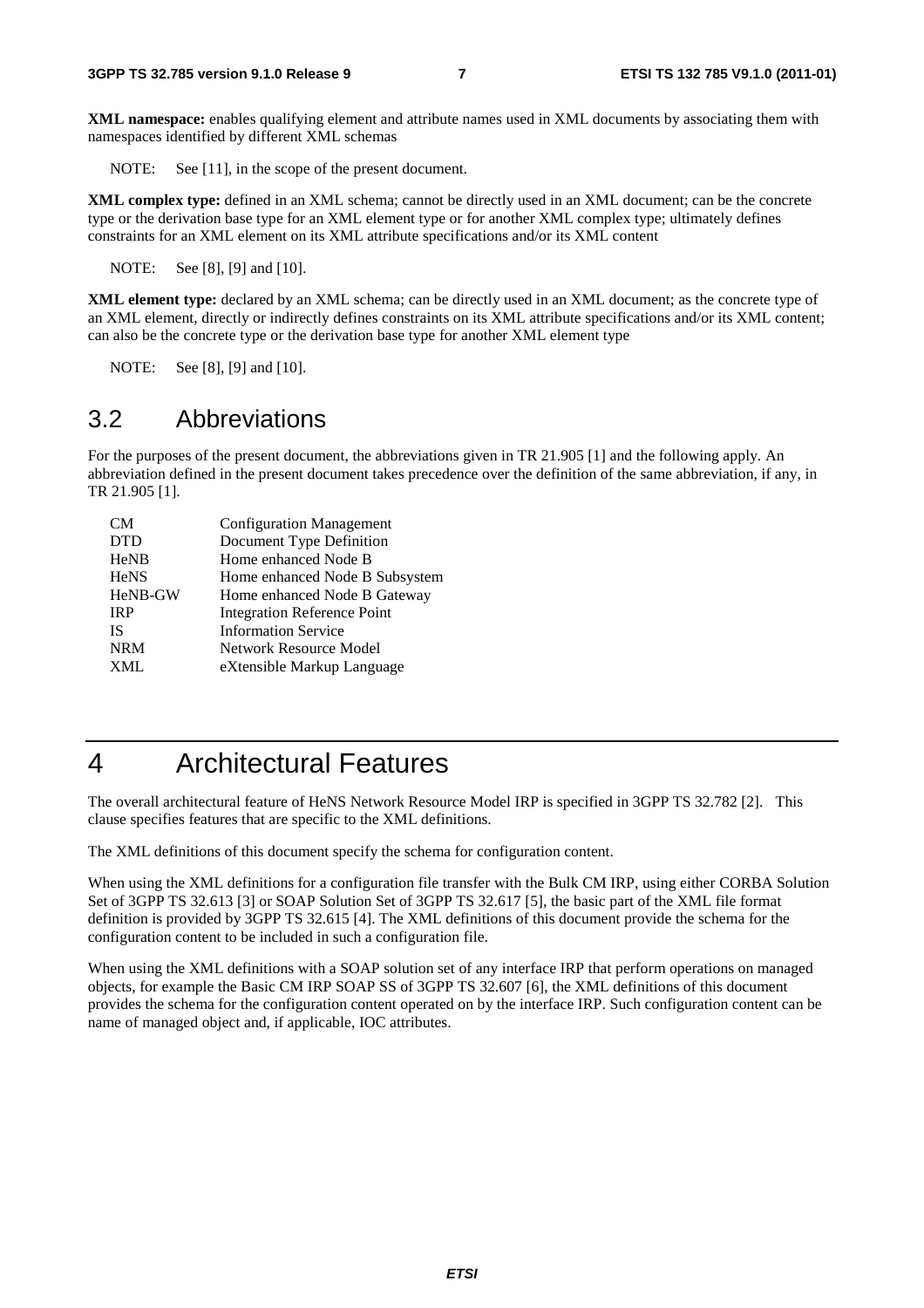**XML namespace:** enables qualifying element and attribute names used in XML documents by associating them with namespaces identified by different XML schemas

NOTE: See [11], in the scope of the present document.

**XML complex type:** defined in an XML schema; cannot be directly used in an XML document; can be the concrete type or the derivation base type for an XML element type or for another XML complex type; ultimately defines constraints for an XML element on its XML attribute specifications and/or its XML content

NOTE: See [8], [9] and [10].

**XML element type:** declared by an XML schema; can be directly used in an XML document; as the concrete type of an XML element, directly or indirectly defines constraints on its XML attribute specifications and/or its XML content; can also be the concrete type or the derivation base type for another XML element type

NOTE: See [8], [9] and [10].

## 3.2 Abbreviations

For the purposes of the present document, the abbreviations given in TR 21.905 [1] and the following apply. An abbreviation defined in the present document takes precedence over the definition of the same abbreviation, if any, in TR 21.905 [1].

| | |
|---|---|
| CM | Configuration Management |
| DTD | Document Type Definition |
| HeNB | Home enhanced Node B |
| HeNS | Home enhanced Node B Subsystem |
| HeNB-GW | Home enhanced Node B Gateway |
| IRP | Integration Reference Point |
| IS | Information Service |
| NRM | Network Resource Model |
| XML | eXtensible Markup Language |

# 4 Architectural Features

The overall architectural feature of HeNS Network Resource Model IRP is specified in 3GPP TS 32.782 [2]. This clause specifies features that are specific to the XML definitions.

The XML definitions of this document specify the schema for configuration content.

When using the XML definitions for a configuration file transfer with the Bulk CM IRP, using either CORBA Solution Set of 3GPP TS 32.613 [3] or SOAP Solution Set of 3GPP TS 32.617 [5], the basic part of the XML file format definition is provided by 3GPP TS 32.615 [4]. The XML definitions of this document provide the schema for the configuration content to be included in such a configuration file.

When using the XML definitions with a SOAP solution set of any interface IRP that perform operations on managed objects, for example the Basic CM IRP SOAP SS of 3GPP TS 32.607 [6], the XML definitions of this document provides the schema for the configuration content operated on by the interface IRP. Such configuration content can be name of managed object and, if applicable, IOC attributes.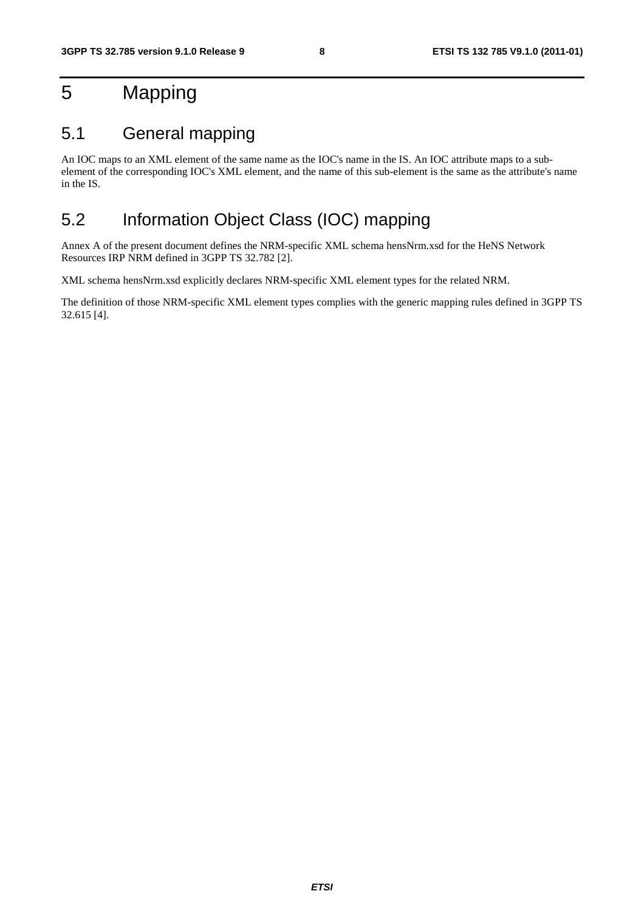# 5 Mapping

## 5.1 General mapping

An IOC maps to an XML element of the same name as the IOC's name in the IS. An IOC attribute maps to a sub-element of the corresponding IOC's XML element, and the name of this sub-element is the same as the attribute's name in the IS.

## 5.2 Information Object Class (IOC) mapping

Annex A of the present document defines the NRM-specific XML schema hensNrm.xsd for the HeNS Network Resources IRP NRM defined in 3GPP TS 32.782 [2].

XML schema hensNrm.xsd explicitly declares NRM-specific XML element types for the related NRM.

The definition of those NRM-specific XML element types complies with the generic mapping rules defined in 3GPP TS 32.615 [4].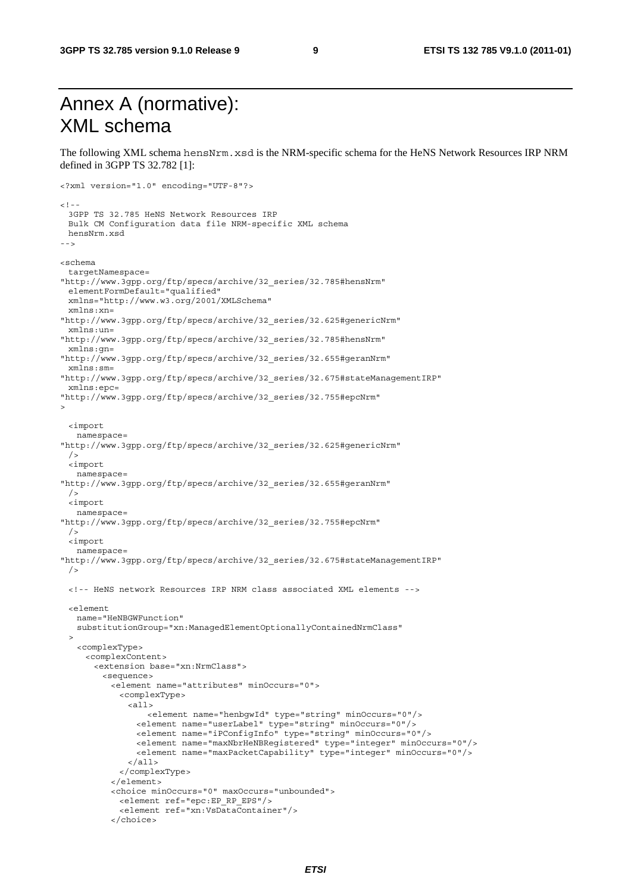# Annex A (normative): XML schema

The following XML schema hensNrm.xsd is the NRM-specific schema for the HeNS Network Resources IRP NRM defined in 3GPP TS 32.782 [1]:

```
<?xml version="1.0" encoding="UTF-8"?>

<!--
  3GPP TS 32.785 HeNS Network Resources IRP
  Bulk CM Configuration data file NRM-specific XML schema
  hensNrm.xsd
-->

<schema
  targetNamespace=
"http://www.3gpp.org/ftp/specs/archive/32_series/32.785#hensNrm"
  elementFormDefault="qualified"
  xmlns="http://www.w3.org/2001/XMLSchema"
  xmlns:xn=
"http://www.3gpp.org/ftp/specs/archive/32_series/32.625#genericNrm"
  xmlns:un=
"http://www.3gpp.org/ftp/specs/archive/32_series/32.785#hensNrm"
  xmlns:gn=
"http://www.3gpp.org/ftp/specs/archive/32_series/32.655#geranNrm"
  xmlns:sm=
"http://www.3gpp.org/ftp/specs/archive/32_series/32.675#stateManagementIRP"
  xmlns:epc=
"http://www.3gpp.org/ftp/specs/archive/32_series/32.755#epcNrm"
>

  <import
    namespace=
"http://www.3gpp.org/ftp/specs/archive/32_series/32.625#genericNrm"
  />
  <import
    namespace=
"http://www.3gpp.org/ftp/specs/archive/32_series/32.655#geranNrm"
  />
  <import
    namespace=
"http://www.3gpp.org/ftp/specs/archive/32_series/32.755#epcNrm"
  />
  <import
    namespace=
"http://www.3gpp.org/ftp/specs/archive/32_series/32.675#stateManagementIRP"
  />

  <!-- HeNS network Resources IRP NRM class associated XML elements -->

  <element
    name="HeNBGWFunction"
    substitutionGroup="xn:ManagedElementOptionallyContainedNrmClass"
  >
    <complexType>
      <complexContent>
        <extension base="xn:NrmClass">
          <sequence>
            <element name="attributes" minOccurs="0">
              <complexType>
                <all>
                    <element name="henbgwId" type="string" minOccurs="0"/>
                  <element name="userLabel" type="string" minOccurs="0"/>
                  <element name="iPConfigInfo" type="string" minOccurs="0"/>
                  <element name="maxNbrHeNBRegistered" type="integer" minOccurs="0"/>
                  <element name="maxPacketCapability" type="integer" minOccurs="0"/>
                </all>
              </complexType>
            </element>
            <choice minOccurs="0" maxOccurs="unbounded">
              <element ref="epc:EP_RP_EPS"/>
              <element ref="xn:VsDataContainer"/>
            </choice>
```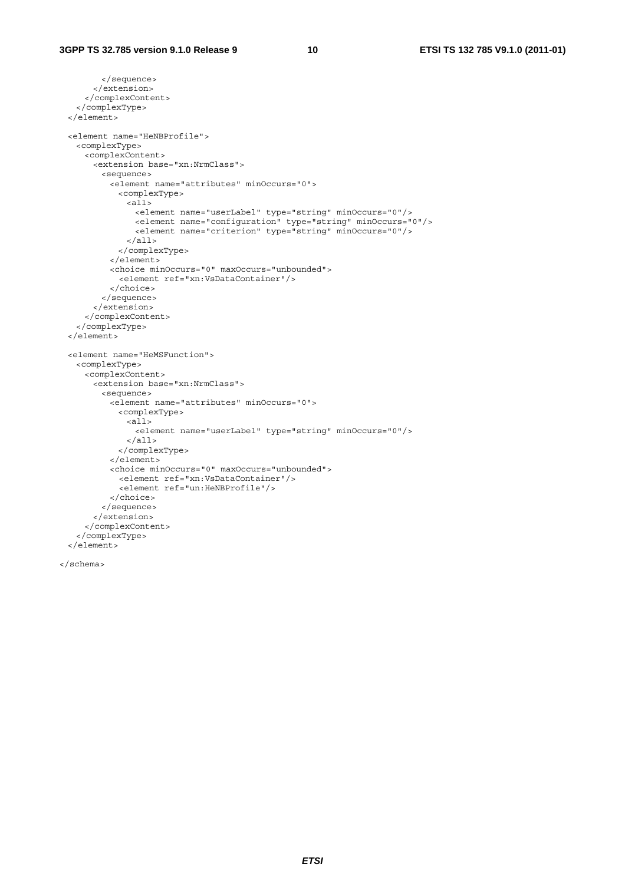```
        </sequence>
      </extension>
    </complexContent>
  </complexType>
</element>

<element name="HeNBProfile">
  <complexType>
    <complexContent>
      <extension base="xn:NrmClass">
        <sequence>
          <element name="attributes" minOccurs="0">
            <complexType>
              <all>
                <element name="userLabel" type="string" minOccurs="0"/>
                <element name="configuration" type="string" minOccurs="0"/>
                <element name="criterion" type="string" minOccurs="0"/>
              </all>
            </complexType>
          </element>
          <choice minOccurs="0" maxOccurs="unbounded">
            <element ref="xn:VsDataContainer"/>
          </choice>
        </sequence>
      </extension>
    </complexContent>
  </complexType>
</element>

<element name="HeMSFunction">
  <complexType>
    <complexContent>
      <extension base="xn:NrmClass">
        <sequence>
          <element name="attributes" minOccurs="0">
            <complexType>
              <all>
                <element name="userLabel" type="string" minOccurs="0"/>
              </all>
            </complexType>
          </element>
          <choice minOccurs="0" maxOccurs="unbounded">
            <element ref="xn:VsDataContainer"/>
            <element ref="un:HeNBProfile"/>
          </choice>
        </sequence>
      </extension>
    </complexContent>
  </complexType>
</element>

</schema>
```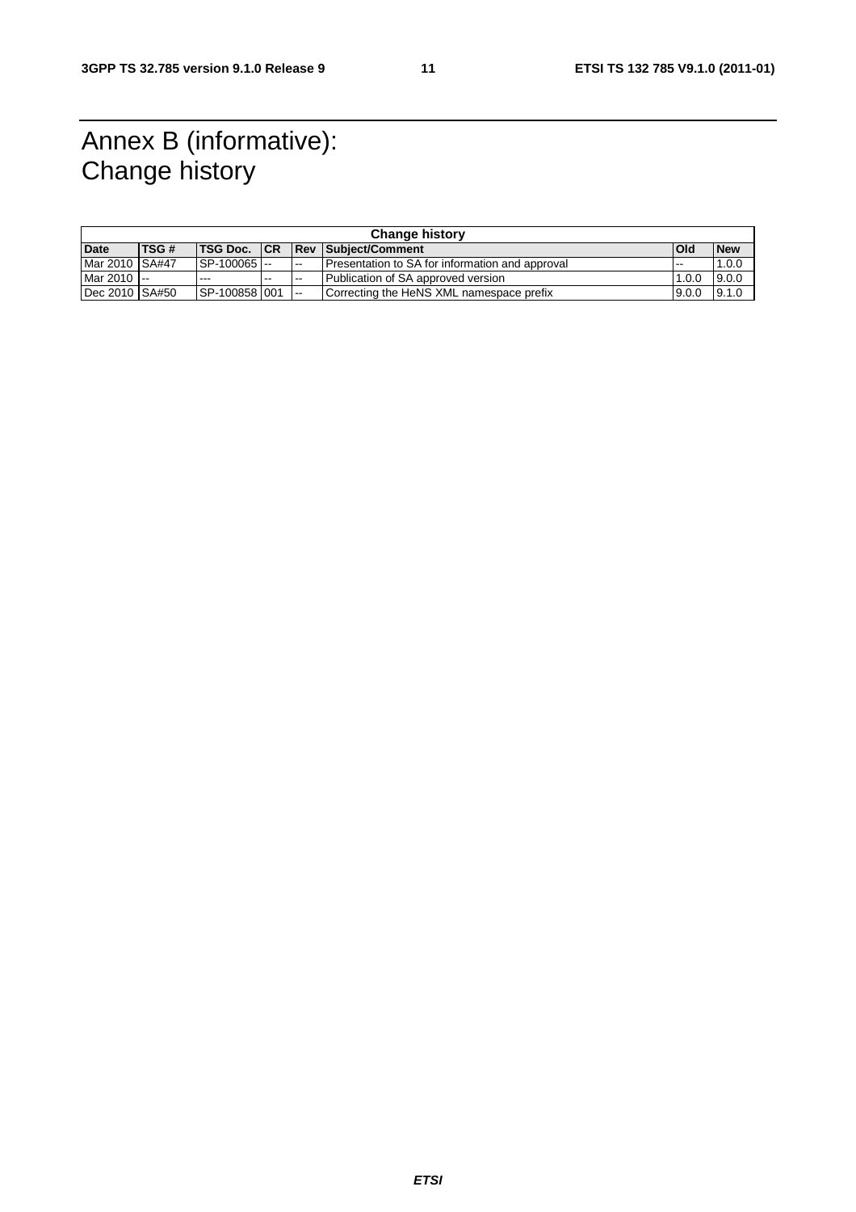# Annex B (informative): Change history

| Change history | | | | | | | |
|---|---|---|---|---|---|---|---|
| **Date** | **TSG #** | **TSG Doc.** | **CR** | **Rev** | **Subject/Comment** | **Old** | **New** |
| Mar 2010 | SA#47 | SP-100065 | -- | -- | Presentation to SA for information and approval | -- | 1.0.0 |
| Mar 2010 | -- | --- | -- | -- | Publication of SA approved version | 1.0.0 | 9.0.0 |
| Dec 2010 | SA#50 | SP-100858 | 001 | -- | Correcting the HeNS XML namespace prefix | 9.0.0 | 9.1.0 |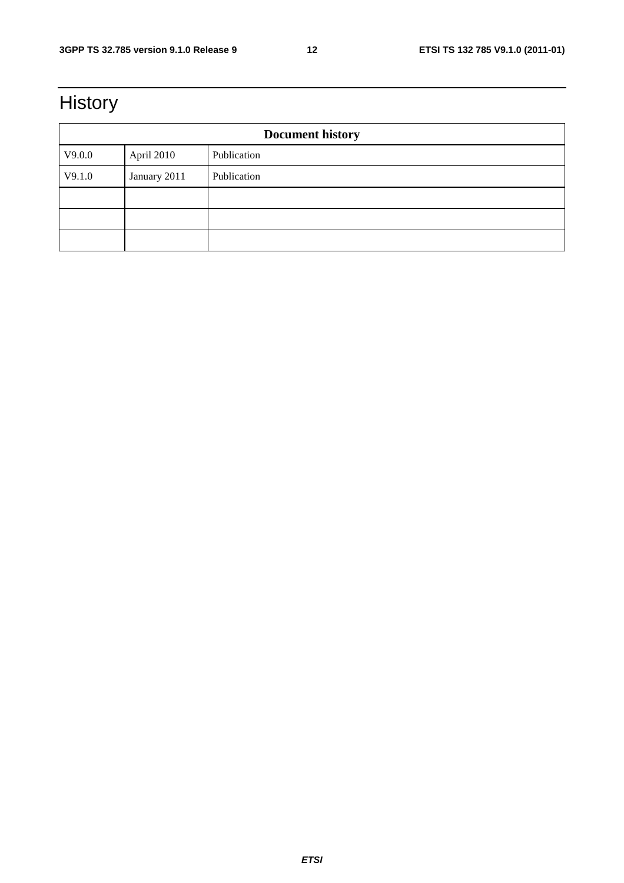# History

| Document history | | |
|---|---|---|
| V9.0.0 | April 2010 | Publication |
| V9.1.0 | January 2011 | Publication |
| | | |
| | | |
| | | |